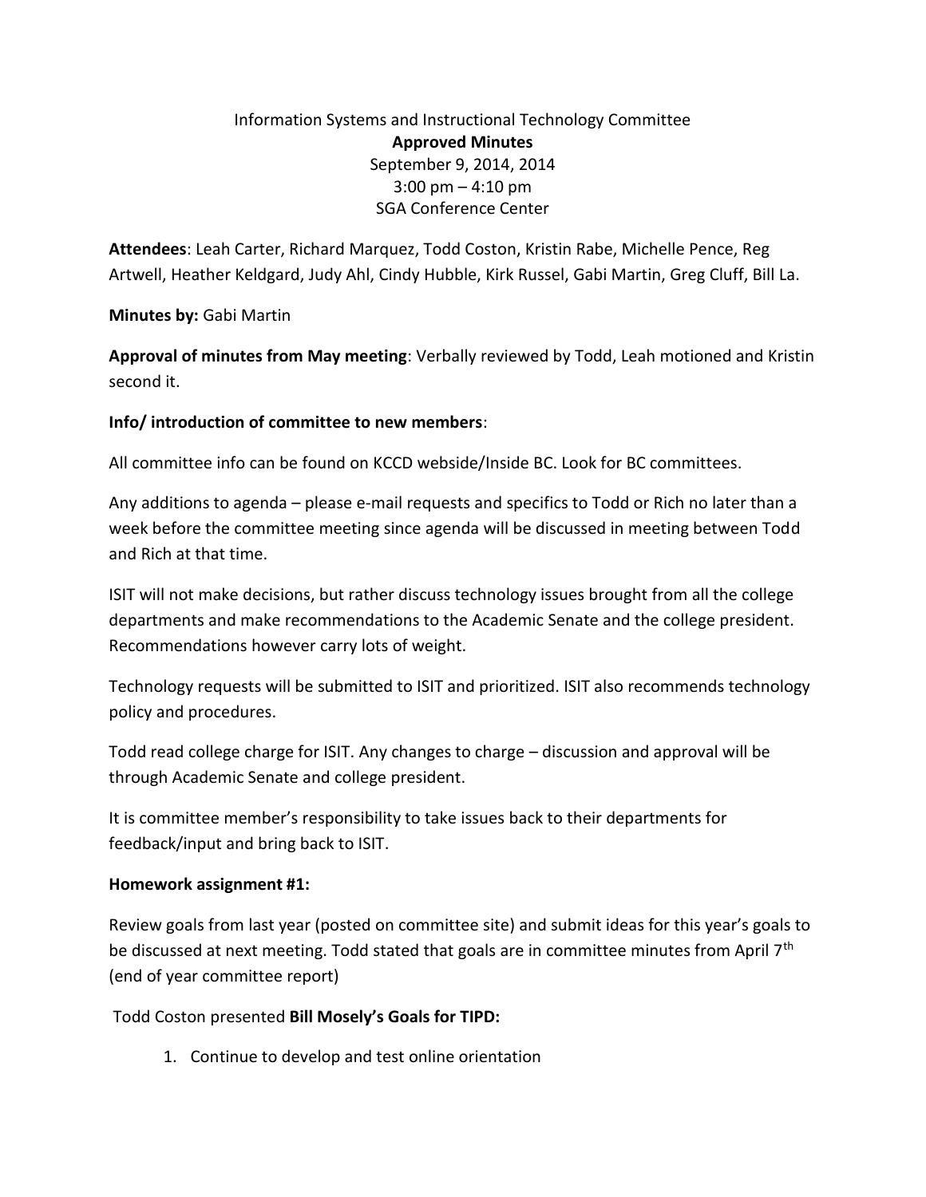Information Systems and Instructional Technology Committee

**Approved Minutes**

September 9, 2014, 2014

3:00 pm – 4:10 pm

SGA Conference Center

**Attendees**: Leah Carter, Richard Marquez, Todd Coston, Kristin Rabe, Michelle Pence, Reg Artwell, Heather Keldgard, Judy Ahl, Cindy Hubble, Kirk Russel, Gabi Martin, Greg Cluff, Bill La.

**Minutes by:** Gabi Martin

**Approval of minutes from May meeting**: Verbally reviewed by Todd, Leah motioned and Kristin second it.

**Info/ introduction of committee to new members**:

All committee info can be found on KCCD webside/Inside BC. Look for BC committees.

Any additions to agenda – please e-mail requests and specifics to Todd or Rich no later than a week before the committee meeting since agenda will be discussed in meeting between Todd and Rich at that time.

ISIT will not make decisions, but rather discuss technology issues brought from all the college departments and make recommendations to the Academic Senate and the college president. Recommendations however carry lots of weight.

Technology requests will be submitted to ISIT and prioritized. ISIT also recommends technology policy and procedures.

Todd read college charge for ISIT. Any changes to charge – discussion and approval will be through Academic Senate and college president.

It is committee member's responsibility to take issues back to their departments for feedback/input and bring back to ISIT.

**Homework assignment #1:**

Review goals from last year (posted on committee site) and submit ideas for this year's goals to be discussed at next meeting. Todd stated that goals are in committee minutes from April 7th (end of year committee report)

Todd Coston presented **Bill Mosely's Goals for TIPD:**

1. Continue to develop and test online orientation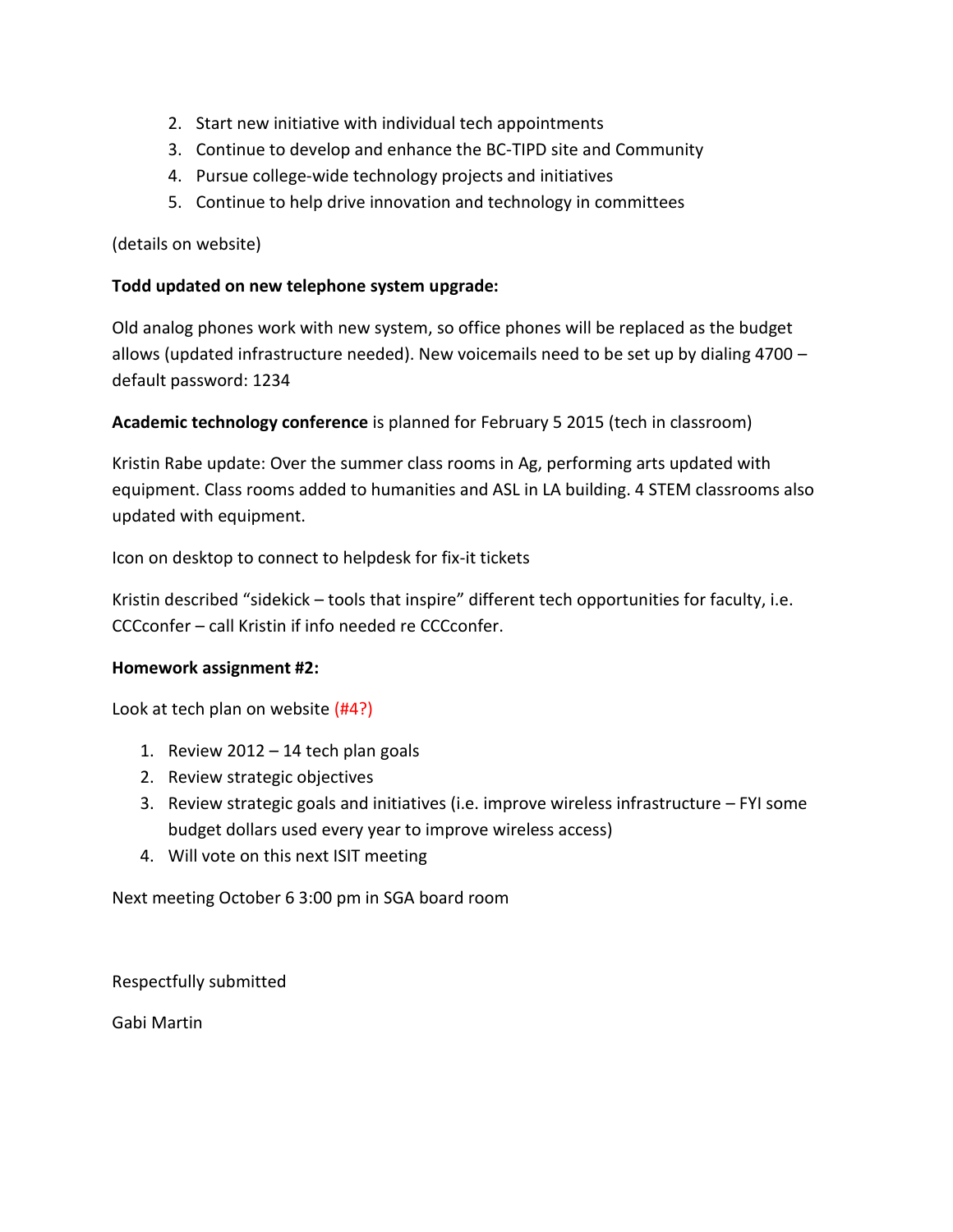2. Start new initiative with individual tech appointments
3. Continue to develop and enhance the BC-TIPD site and Community
4. Pursue college-wide technology projects and initiatives
5. Continue to help drive innovation and technology in committees

(details on website)

**Todd updated on new telephone system upgrade:**

Old analog phones work with new system, so office phones will be replaced as the budget allows (updated infrastructure needed). New voicemails need to be set up by dialing 4700 – default password: 1234

**Academic technology conference** is planned for February 5 2015 (tech in classroom)

Kristin Rabe update: Over the summer class rooms in Ag, performing arts updated with equipment. Class rooms added to humanities and ASL in LA building. 4 STEM classrooms also updated with equipment.

Icon on desktop to connect to helpdesk for fix-it tickets

Kristin described "sidekick – tools that inspire" different tech opportunities for faculty, i.e. CCCconfer – call Kristin if info needed re CCCconfer.

**Homework assignment #2:**

Look at tech plan on website (#4?)

1. Review 2012 – 14 tech plan goals
2. Review strategic objectives
3. Review strategic goals and initiatives (i.e. improve wireless infrastructure – FYI some budget dollars used every year to improve wireless access)
4. Will vote on this next ISIT meeting

Next meeting October 6 3:00 pm in SGA board room

Respectfully submitted

Gabi Martin